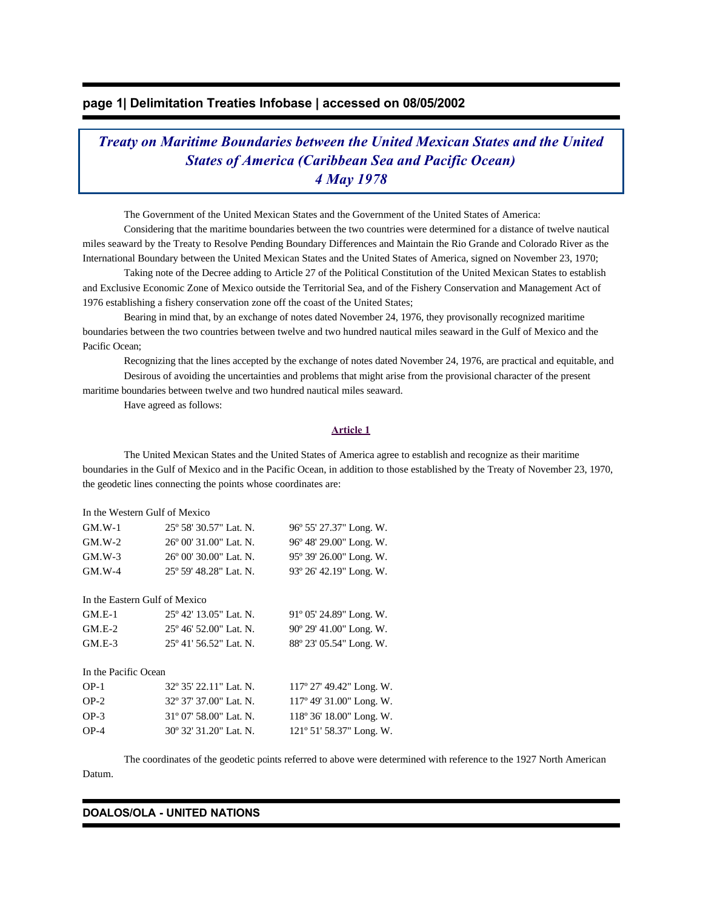# *Treaty on Maritime Boundaries between the United Mexican States and the United States of America (Caribbean Sea and Pacific Ocean)*
# *4 May 1978*

The Government of the United Mexican States and the Government of the United States of America:

Considering that the maritime boundaries between the two countries were determined for a distance of twelve nautical miles seaward by the Treaty to Resolve Pending Boundary Differences and Maintain the Rio Grande and Colorado River as the International Boundary between the United Mexican States and the United States of America, signed on November 23, 1970;

Taking note of the Decree adding to Article 27 of the Political Constitution of the United Mexican States to establish and Exclusive Economic Zone of Mexico outside the Territorial Sea, and of the Fishery Conservation and Management Act of 1976 establishing a fishery conservation zone off the coast of the United States;

Bearing in mind that, by an exchange of notes dated November 24, 1976, they provisonally recognized maritime boundaries between the two countries between twelve and two hundred nautical miles seaward in the Gulf of Mexico and the Pacific Ocean;

Recognizing that the lines accepted by the exchange of notes dated November 24, 1976, are practical and equitable, and

Desirous of avoiding the uncertainties and problems that might arise from the provisional character of the present maritime boundaries between twelve and two hundred nautical miles seaward.

Have agreed as follows:

## Article 1

The United Mexican States and the United States of America agree to establish and recognize as their maritime boundaries in the Gulf of Mexico and in the Pacific Ocean, in addition to those established by the Treaty of November 23, 1970, the geodetic lines connecting the points whose coordinates are:

In the Western Gulf of Mexico

| | | |
|---|---|---|
| GM.W-1 | 25º 58' 30.57" Lat. N. | 96º 55' 27.37" Long. W. |
| GM.W-2 | 26º 00' 31.00" Lat. N. | 96º 48' 29.00" Long. W. |
| GM.W-3 | 26º 00' 30.00" Lat. N. | 95º 39' 26.00" Long. W. |
| GM.W-4 | 25º 59' 48.28" Lat. N. | 93º 26' 42.19" Long. W. |

In the Eastern Gulf of Mexico

| | | |
|---|---|---|
| GM.E-1 | 25º 42' 13.05" Lat. N. | 91º 05' 24.89" Long. W. |
| GM.E-2 | 25º 46' 52.00" Lat. N. | 90º 29' 41.00" Long. W. |
| GM.E-3 | 25º 41' 56.52" Lat. N. | 88º 23' 05.54" Long. W. |

In the Pacific Ocean

| | | |
|---|---|---|
| OP-1 | 32º 35' 22.11" Lat. N. | 117º 27' 49.42" Long. W. |
| OP-2 | 32º 37' 37.00" Lat. N. | 117º 49' 31.00" Long. W. |
| OP-3 | 31º 07' 58.00" Lat. N. | 118º 36' 18.00" Long. W. |
| OP-4 | 30º 32' 31.20" Lat. N. | 121º 51' 58.37" Long. W. |

The coordinates of the geodetic points referred to above were determined with reference to the 1927 North American Datum.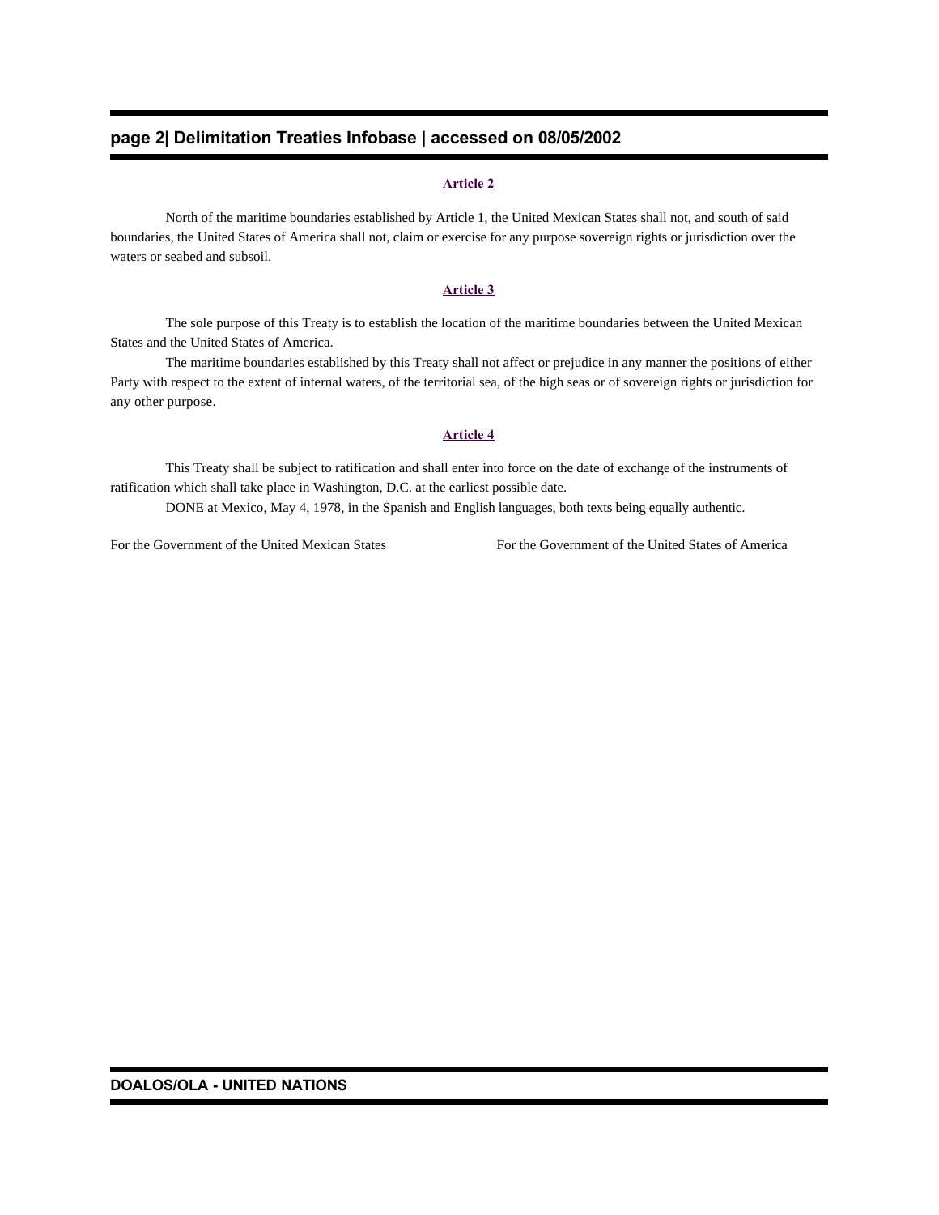### Article 2

North of the maritime boundaries established by Article 1, the United Mexican States shall not, and south of said boundaries, the United States of America shall not, claim or exercise for any purpose sovereign rights or jurisdiction over the waters or seabed and subsoil.

### Article 3

The sole purpose of this Treaty is to establish the location of the maritime boundaries between the United Mexican States and the United States of America.

The maritime boundaries established by this Treaty shall not affect or prejudice in any manner the positions of either Party with respect to the extent of internal waters, of the territorial sea, of the high seas or of sovereign rights or jurisdiction for any other purpose.

### Article 4

This Treaty shall be subject to ratification and shall enter into force on the date of exchange of the instruments of ratification which shall take place in Washington, D.C. at the earliest possible date.

DONE at Mexico, May 4, 1978, in the Spanish and English languages, both texts being equally authentic.

For the Government of the United Mexican States

For the Government of the United States of America